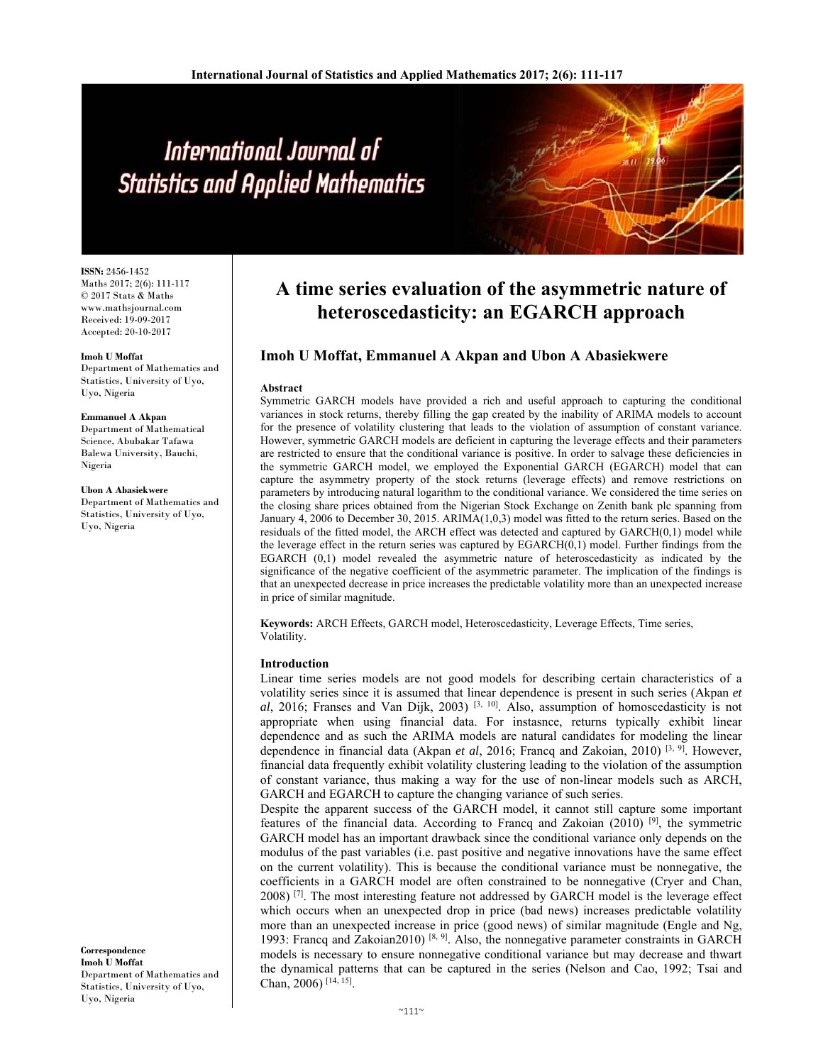# A time series evaluation of the asymmetric nature of heteroscedasticity: an EGARCH approach

**Imoh U Moffat, Emmanuel A Akpan and Ubon A Abasiekwere**

ISSN: 2456-1452
Maths 2017; 2(6): 111-117
© 2017 Stats & Maths
www.mathsjournal.com
Received: 19-09-2017
Accepted: 20-10-2017

**Imoh U Moffat**
Department of Mathematics and Statistics, University of Uyo, Uyo, Nigeria

**Emmanuel A Akpan**
Department of Mathematical Science, Abubakar Tafawa Balewa University, Bauchi, Nigeria

**Ubon A Abasiekwere**
Department of Mathematics and Statistics, University of Uyo, Uyo, Nigeria

**Correspondence**
**Imoh U Moffat**
Department of Mathematics and Statistics, University of Uyo, Uyo, Nigeria

### Abstract

Symmetric GARCH models have provided a rich and useful approach to capturing the conditional variances in stock returns, thereby filling the gap created by the inability of ARIMA models to account for the presence of volatility clustering that leads to the violation of assumption of constant variance. However, symmetric GARCH models are deficient in capturing the leverage effects and their parameters are restricted to ensure that the conditional variance is positive. In order to salvage these deficiencies in the symmetric GARCH model, we employed the Exponential GARCH (EGARCH) model that can capture the asymmetry property of the stock returns (leverage effects) and remove restrictions on parameters by introducing natural logarithm to the conditional variance. We considered the time series on the closing share prices obtained from the Nigerian Stock Exchange on Zenith bank plc spanning from January 4, 2006 to December 30, 2015. ARIMA(1,0,3) model was fitted to the return series. Based on the residuals of the fitted model, the ARCH effect was detected and captured by GARCH(0,1) model while the leverage effect in the return series was captured by EGARCH(0,1) model. Further findings from the EGARCH (0,1) model revealed the asymmetric nature of heteroscedasticity as indicated by the significance of the negative coefficient of the asymmetric parameter. The implication of the findings is that an unexpected decrease in price increases the predictable volatility more than an unexpected increase in price of similar magnitude.

**Keywords:** ARCH Effects, GARCH model, Heteroscedasticity, Leverage Effects, Time series, Volatility.

### Introduction

Linear time series models are not good models for describing certain characteristics of a volatility series since it is assumed that linear dependence is present in such series (Akpan *et al*, 2016; Franses and Van Dijk, 2003) [3, 10]. Also, assumption of homoscedasticity is not appropriate when using financial data. For instasnce, returns typically exhibit linear dependence and as such the ARIMA models are natural candidates for modeling the linear dependence in financial data (Akpan *et al*, 2016; Francq and Zakoian, 2010) [3, 9]. However, financial data frequently exhibit volatility clustering leading to the violation of the assumption of constant variance, thus making a way for the use of non-linear models such as ARCH, GARCH and EGARCH to capture the changing variance of such series.

Despite the apparent success of the GARCH model, it cannot still capture some important features of the financial data. According to Francq and Zakoian (2010) [9], the symmetric GARCH model has an important drawback since the conditional variance only depends on the modulus of the past variables (i.e. past positive and negative innovations have the same effect on the current volatility). This is because the conditional variance must be nonnegative, the coefficients in a GARCH model are often constrained to be nonnegative (Cryer and Chan, 2008) [7]. The most interesting feature not addressed by GARCH model is the leverage effect which occurs when an unexpected drop in price (bad news) increases predictable volatility more than an unexpected increase in price (good news) of similar magnitude (Engle and Ng, 1993: Francq and Zakoian2010) [8, 9]. Also, the nonnegative parameter constraints in GARCH models is necessary to ensure nonnegative conditional variance but may decrease and thwart the dynamical patterns that can be captured in the series (Nelson and Cao, 1992; Tsai and Chan, 2006) [14, 15].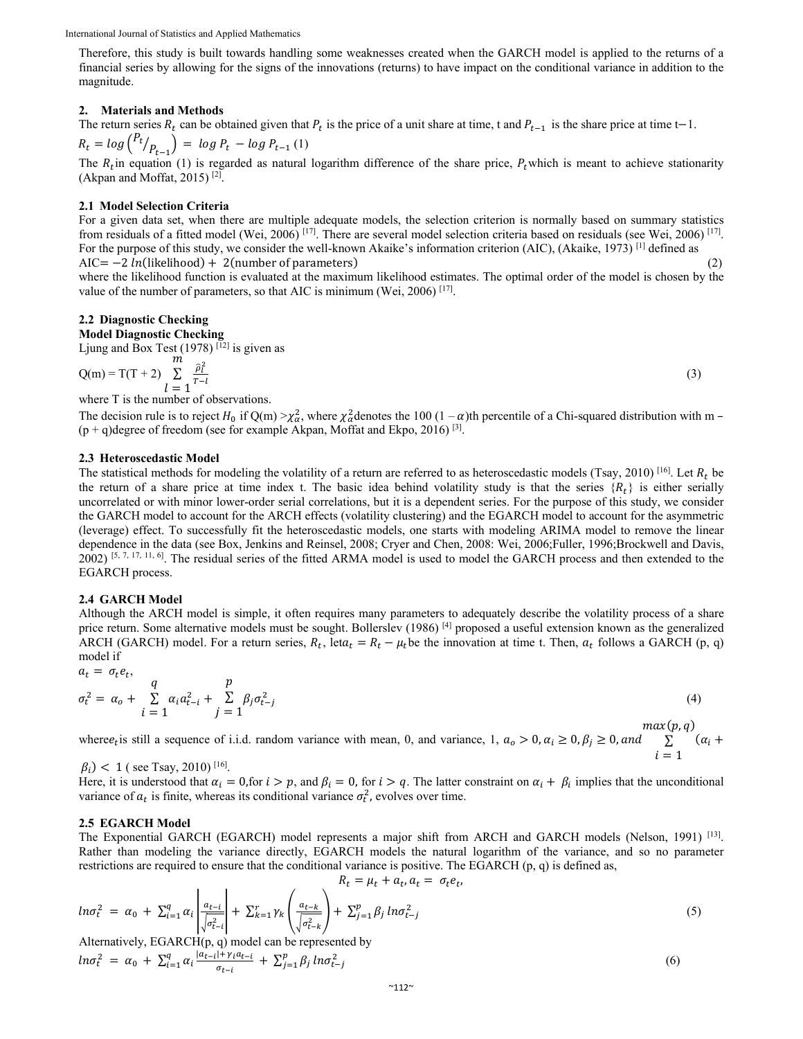Therefore, this study is built towards handling some weaknesses created when the GARCH model is applied to the returns of a financial series by allowing for the signs of the innovations (returns) to have impact on the conditional variance in addition to the magnitude.

## 2. Materials and Methods

The return series $R_t$ can be obtained given that $P_t$ is the price of a unit share at time, t and $P_{t-1}$ is the share price at time t−1.

$$R_t = log\left(P_t / P_{t-1}\right) = log\, P_t - log\, P_{t-1} \quad (1)$$

The $R_t$ in equation (1) is regarded as natural logarithm difference of the share price, $P_t$ which is meant to achieve stationarity (Akpan and Moffat, 2015) [2].

### 2.1 Model Selection Criteria

For a given data set, when there are multiple adequate models, the selection criterion is normally based on summary statistics from residuals of a fitted model (Wei, 2006) [17]. There are several model selection criteria based on residuals (see Wei, 2006) [17]. For the purpose of this study, we consider the well-known Akaike's information criterion (AIC), (Akaike, 1973) [1] defined as

$$\text{AIC} = -2\, ln(\text{likelihood}) + 2(\text{number of parameters}) \quad (2)$$

where the likelihood function is evaluated at the maximum likelihood estimates. The optimal order of the model is chosen by the value of the number of parameters, so that AIC is minimum (Wei, 2006) [17].

### 2.2 Diagnostic Checking

**Model Diagnostic Checking**

Ljung and Box Test (1978) [12] is given as

$$Q(m) = T(T+2) \sum_{l=1}^{m} \frac{\hat{\rho}_l^2}{T-l} \quad (3)$$

where T is the number of observations.

The decision rule is to reject $H_0$ if $Q(m) > \chi^2_\alpha$, where $\chi^2_\alpha$ denotes the 100 $(1-\alpha)$th percentile of a Chi-squared distribution with m − (p + q) degree of freedom (see for example Akpan, Moffat and Ekpo, 2016) [3].

### 2.3 Heteroscedastic Model

The statistical methods for modeling the volatility of a return are referred to as heteroscedastic models (Tsay, 2010) [16]. Let $R_t$ be the return of a share price at time index t. The basic idea behind volatility study is that the series $\{R_t\}$ is either serially uncorrelated or with minor lower-order serial correlations, but it is a dependent series. For the purpose of this study, we consider the GARCH model to account for the ARCH effects (volatility clustering) and the EGARCH model to account for the asymmetric (leverage) effect. To successfully fit the heteroscedastic models, one starts with modeling ARIMA model to remove the linear dependence in the data (see Box, Jenkins and Reinsel, 2008; Cryer and Chen, 2008: Wei, 2006;Fuller, 1996;Brockwell and Davis, 2002) [5, 7, 17, 11, 6]. The residual series of the fitted ARMA model is used to model the GARCH process and then extended to the EGARCH process.

### 2.4 GARCH Model

Although the ARCH model is simple, it often requires many parameters to adequately describe the volatility process of a share price return. Some alternative models must be sought. Bollerslev (1986) [4] proposed a useful extension known as the generalized ARCH (GARCH) model. For a return series, $R_t$, let $a_t = R_t - \mu_t$ be the innovation at time t. Then, $a_t$ follows a GARCH (p, q) model if

$$a_t = \sigma_t e_t,$$

$$\sigma_t^2 = \alpha_o + \sum_{i=1}^{q} \alpha_i a_{t-i}^2 + \sum_{j=1}^{p} \beta_j \sigma_{t-j}^2 \quad (4)$$

where $e_t$ is still a sequence of i.i.d. random variance with mean, 0, and variance, 1, $a_o > 0, \alpha_i \geq 0, \beta_j \geq 0,$ and $\sum_{i=1}^{max(p,q)} (\alpha_i + \beta_i) < 1$ ( see Tsay, 2010) [16].

Here, it is understood that $\alpha_i = 0,$ for $i > p$, and $\beta_i = 0,$ for $i > q$. The latter constraint on $\alpha_i + \beta_i$ implies that the unconditional variance of $a_t$ is finite, whereas its conditional variance $\sigma_t^2$, evolves over time.

### 2.5 EGARCH Model

The Exponential GARCH (EGARCH) model represents a major shift from ARCH and GARCH models (Nelson, 1991) [13]. Rather than modeling the variance directly, EGARCH models the natural logarithm of the variance, and so no parameter restrictions are required to ensure that the conditional variance is positive. The EGARCH (p, q) is defined as,

$$R_t = \mu_t + a_t, a_t = \sigma_t e_t,$$

$$ln\sigma_t^2 = \alpha_0 + \sum_{i=1}^{q} \alpha_i \left| \frac{a_{t-i}}{\sqrt{\sigma_{t-i}^2}} \right| + \sum_{k=1}^{r} \gamma_k \left( \frac{a_{t-k}}{\sqrt{\sigma_{t-k}^2}} \right) + \sum_{j=1}^{p} \beta_j\, ln\sigma_{t-j}^2 \quad (5)$$

Alternatively, EGARCH(p, q) model can be represented by

$$ln\sigma_t^2 = \alpha_0 + \sum_{i=1}^{q} \alpha_i \frac{|a_{t-i}| + \gamma_i a_{t-i}}{\sigma_{t-i}} + \sum_{j=1}^{p} \beta_j\, ln\sigma_{t-j}^2 \quad (6)$$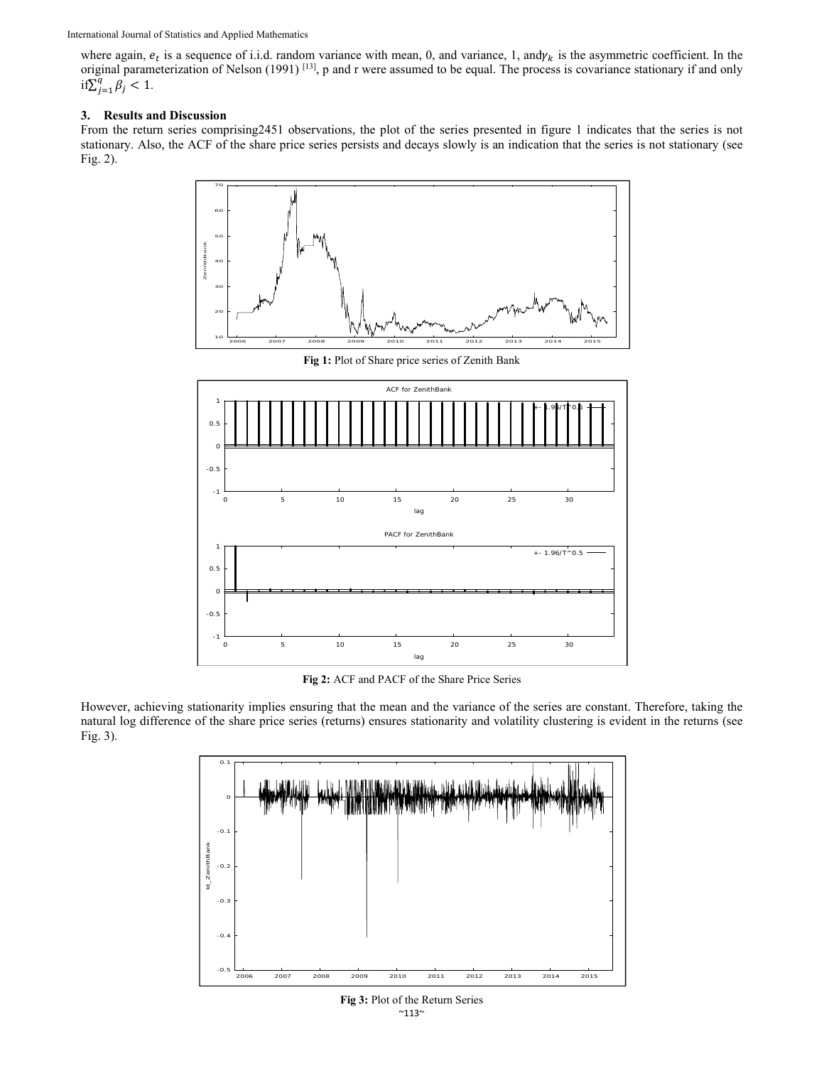where again, $e_t$ is a sequence of i.i.d. random variance with mean, 0, and variance, 1, and $\gamma_k$ is the asymmetric coefficient. In the original parameterization of Nelson (1991) [13], p and r were assumed to be equal. The process is covariance stationary if and only if $\sum_{j=1}^{q} \beta_j < 1$.

## 3. Results and Discussion

From the return series comprising2451 observations, the plot of the series presented in figure 1 indicates that the series is not stationary. Also, the ACF of the share price series persists and decays slowly is an indication that the series is not stationary (see Fig. 2).

**Fig 1:** Plot of Share price series of Zenith Bank

**Fig 2:** ACF and PACF of the Share Price Series

However, achieving stationarity implies ensuring that the mean and the variance of the series are constant. Therefore, taking the natural log difference of the share price series (returns) ensures stationarity and volatility clustering is evident in the returns (see Fig. 3).

**Fig 3:** Plot of the Return Series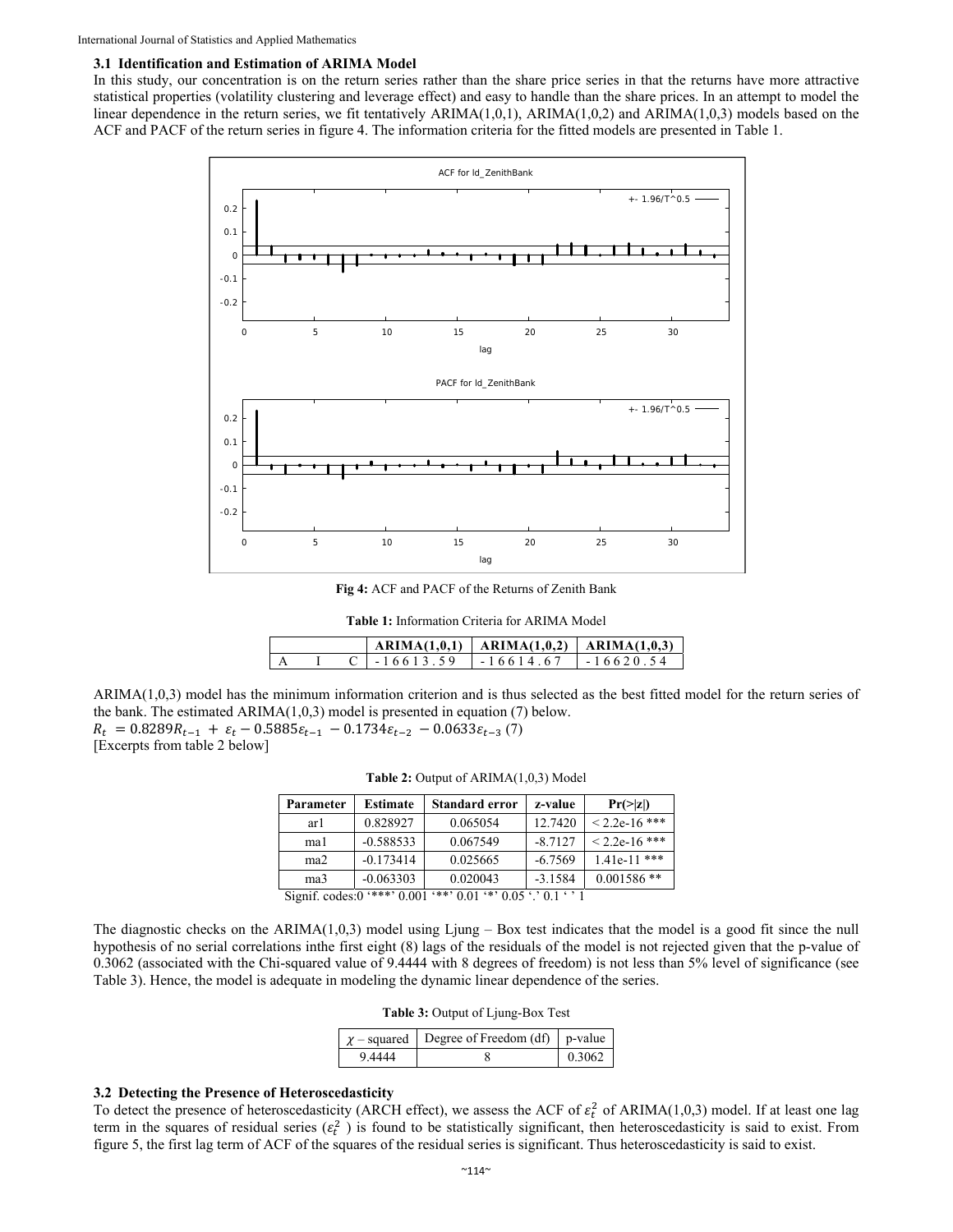### 3.1 Identification and Estimation of ARIMA Model

In this study, our concentration is on the return series rather than the share price series in that the returns have more attractive statistical properties (volatility clustering and leverage effect) and easy to handle than the share prices. In an attempt to model the linear dependence in the return series, we fit tentatively ARIMA(1,0,1), ARIMA(1,0,2) and ARIMA(1,0,3) models based on the ACF and PACF of the return series in figure 4. The information criteria for the fitted models are presented in Table 1.

**Fig 4:** ACF and PACF of the Returns of Zenith Bank

**Table 1:** Information Criteria for ARIMA Model

| | ARIMA(1,0,1) | ARIMA(1,0,2) | ARIMA(1,0,3) |
|---|---|---|---|
| AIC | -16613.59 | -16614.67 | -16620.54 |

ARIMA(1,0,3) model has the minimum information criterion and is thus selected as the best fitted model for the return series of the bank. The estimated ARIMA(1,0,3) model is presented in equation (7) below.

$R_t = 0.8289R_{t-1} + \varepsilon_t - 0.5885\varepsilon_{t-1} - 0.1734\varepsilon_{t-2} - 0.0633\varepsilon_{t-3}$ (7)

[Excerpts from table 2 below]

**Table 2:** Output of ARIMA(1,0,3) Model

| Parameter | Estimate | Standard error | z-value | Pr(>\|z\|) |
|---|---|---|---|---|
| ar1 | 0.828927 | 0.065054 | 12.7420 | < 2.2e-16 *** |
| ma1 | -0.588533 | 0.067549 | -8.7127 | < 2.2e-16 *** |
| ma2 | -0.173414 | 0.025665 | -6.7569 | 1.41e-11 *** |
| ma3 | -0.063303 | 0.020043 | -3.1584 | 0.001586 ** |

Signif. codes:0 '***' 0.001 '**' 0.01 '*' 0.05 '.' 0.1 ' ' 1

The diagnostic checks on the ARIMA(1,0,3) model using Ljung – Box test indicates that the model is a good fit since the null hypothesis of no serial correlations inthe first eight (8) lags of the residuals of the model is not rejected given that the p-value of 0.3062 (associated with the Chi-squared value of 9.4444 with 8 degrees of freedom) is not less than 5% level of significance (see Table 3). Hence, the model is adequate in modeling the dynamic linear dependence of the series.

**Table 3:** Output of Ljung-Box Test

| $\chi$ – squared | Degree of Freedom (df) | p-value |
|---|---|---|
| 9.4444 | 8 | 0.3062 |

### 3.2 Detecting the Presence of Heteroscedasticity

To detect the presence of heteroscedasticity (ARCH effect), we assess the ACF of $\varepsilon_t^2$ of ARIMA(1,0,3) model. If at least one lag term in the squares of residual series ($\varepsilon_t^2$ ) is found to be statistically significant, then heteroscedasticity is said to exist. From figure 5, the first lag term of ACF of the squares of the residual series is significant. Thus heteroscedasticity is said to exist.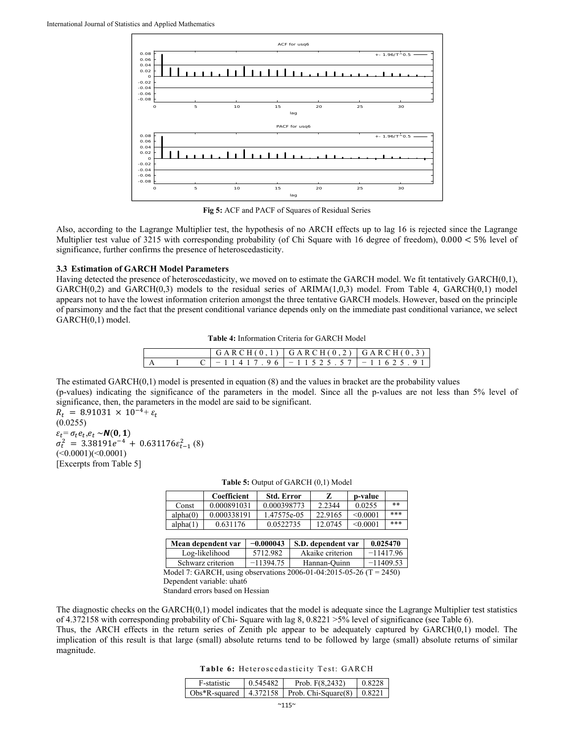Fig 5: ACF and PACF of Squares of Residual Series

Also, according to the Lagrange Multiplier test, the hypothesis of no ARCH effects up to lag 16 is rejected since the Lagrange Multiplier test value of 3215 with corresponding probability (of Chi Square with 16 degree of freedom), $0.000 < 5\%$ level of significance, further confirms the presence of heteroscedasticity.

### 3.3 Estimation of GARCH Model Parameters

Having detected the presence of heteroscedasticity, we moved on to estimate the GARCH model. We fit tentatively GARCH(0,1), GARCH(0,2) and GARCH(0,3) models to the residual series of ARIMA(1,0,3) model. From Table 4, GARCH(0,1) model appears not to have the lowest information criterion amongst the three tentative GARCH models. However, based on the principle of parsimony and the fact that the present conditional variance depends only on the immediate past conditional variance, we select GARCH(0,1) model.

**Table 4:** Information Criteria for GARCH Model

| | GARCH(0,1) | GARCH(0,2) | GARCH(0,3) |
|---|---|---|---|
| AIC | −11417.96 | −11525.57 | −11625.91 |

The estimated GARCH(0,1) model is presented in equation (8) and the values in bracket are the probability values (p-values) indicating the significance of the parameters in the model. Since all the p-values are not less than 5% level of significance, then, the parameters in the model are said to be significant.

$R_t = 8.91031 \times 10^{-4} + \varepsilon_t$

(0.0255)

$\varepsilon_t = \sigma_t e_t, e_t \sim \boldsymbol{N}(\mathbf{0}, \mathbf{1})$

$\sigma_t^2 = 3.38191e^{-4} + 0.631176\varepsilon_{t-1}^2$ (8)

(<0.0001)(<0.0001)

[Excerpts from Table 5]

**Table 5:** Output of GARCH (0,1) Model

| | Coefficient | Std. Error | Z | p-value | |
|---|---|---|---|---|---|
| Const | 0.000891031 | 0.000398773 | 2.2344 | 0.0255 | ** |
| alpha(0) | 0.000338191 | 1.47575e-05 | 22.9165 | <0.0001 | *** |
| alpha(1) | 0.631176 | 0.0522735 | 12.0745 | <0.0001 | *** |

| Mean dependent var | −0.000043 | S.D. dependent var | 0.025470 |
|---|---|---|---|
| Log-likelihood | 5712.982 | Akaike criterion | −11417.96 |
| Schwarz criterion | −11394.75 | Hannan-Quinn | −11409.53 |

Model 7: GARCH, using observations 2006-01-04:2015-05-26 (T = 2450)
Dependent variable: uhat6
Standard errors based on Hessian

The diagnostic checks on the GARCH(0,1) model indicates that the model is adequate since the Lagrange Multiplier test statistics of 4.372158 with corresponding probability of Chi- Square with lag 8, 0.8221 >5% level of significance (see Table 6).

Thus, the ARCH effects in the return series of Zenith plc appear to be adequately captured by GARCH(0,1) model. The implication of this result is that large (small) absolute returns tend to be followed by large (small) absolute returns of similar magnitude.

**Table 6:** Heteroscedasticity Test: GARCH

| F-statistic | 0.545482 | Prob. F(8,2432) | 0.8228 |
|---|---|---|---|
| Obs*R-squared | 4.372158 | Prob. Chi-Square(8) | 0.8221 |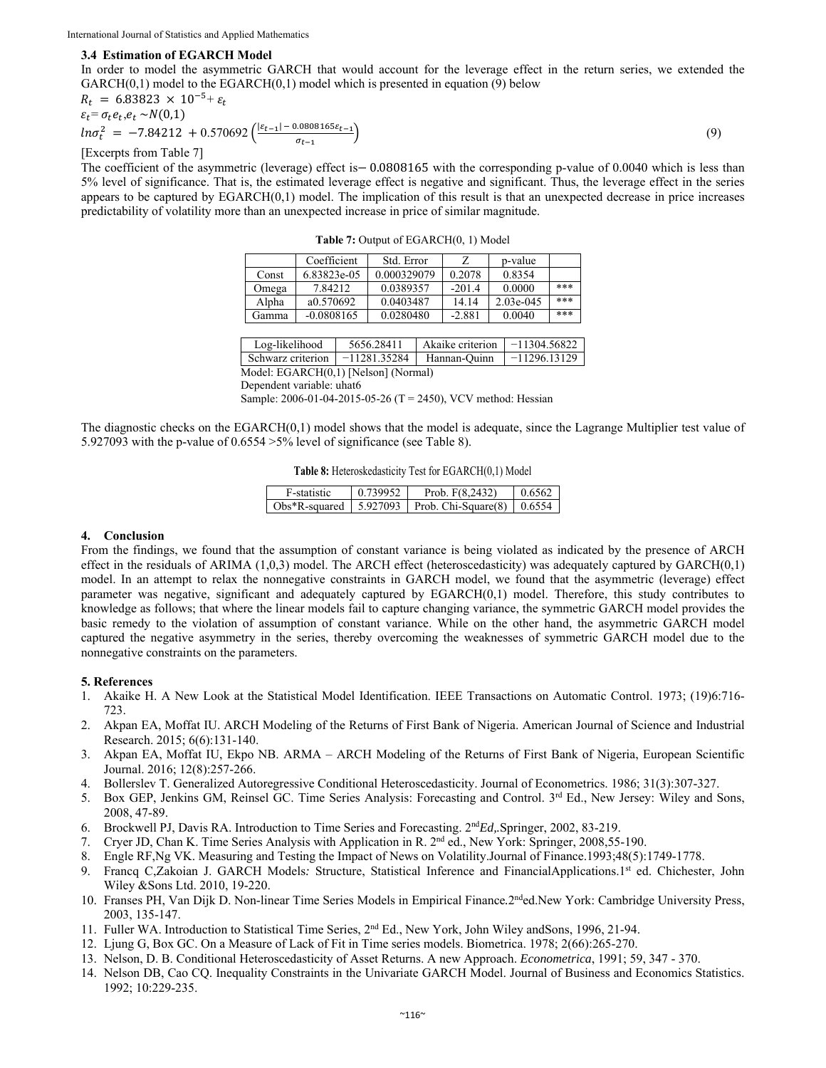### 3.4 Estimation of EGARCH Model

In order to model the asymmetric GARCH that would account for the leverage effect in the return series, we extended the GARCH(0,1) model to the EGARCH(0,1) model which is presented in equation (9) below

$$R_t = 6.83823 \times 10^{-5} + \varepsilon_t$$

$$\varepsilon_t = \sigma_t e_t, e_t \sim N(0,1)$$

$$ln\sigma_t^2 = -7.84212 + 0.570692 \left( \frac{|\varepsilon_{t-1}| - 0.0808165\varepsilon_{t-1}}{\sigma_{t-1}} \right) \quad (9)$$

[Excerpts from Table 7]

The coefficient of the asymmetric (leverage) effect is $-0.0808165$ with the corresponding p-value of 0.0040 which is less than 5% level of significance. That is, the estimated leverage effect is negative and significant. Thus, the leverage effect in the series appears to be captured by EGARCH(0,1) model. The implication of this result is that an unexpected decrease in price increases predictability of volatility more than an unexpected increase in price of similar magnitude.

**Table 7:** Output of EGARCH(0, 1) Model

| | Coefficient | Std. Error | Z | p-value | |
|---|---|---|---|---|---|
| Const | 6.83823e-05 | 0.000329079 | 0.2078 | 0.8354 | |
| Omega | 7.84212 | 0.0389357 | -201.4 | 0.0000 | *** |
| Alpha | a0.570692 | 0.0403487 | 14.14 | 2.03e-045 | *** |
| Gamma | -0.0808165 | 0.0280480 | -2.881 | 0.0040 | *** |

| Log-likelihood | 5656.28411 | Akaike criterion | −11304.56822 |
|---|---|---|---|
| Schwarz criterion | −11281.35284 | Hannan-Quinn | −11296.13129 |

Model: EGARCH(0,1) [Nelson] (Normal)
Dependent variable: uhat6
Sample: 2006-01-04-2015-05-26 (T = 2450), VCV method: Hessian

The diagnostic checks on the EGARCH(0,1) model shows that the model is adequate, since the Lagrange Multiplier test value of 5.927093 with the p-value of 0.6554 >5% level of significance (see Table 8).

**Table 8:** Heteroskedasticity Test for EGARCH(0,1) Model

| F-statistic | 0.739952 | Prob. F(8,2432) | 0.6562 |
|---|---|---|---|
| Obs*R-squared | 5.927093 | Prob. Chi-Square(8) | 0.6554 |

## 4. Conclusion

From the findings, we found that the assumption of constant variance is being violated as indicated by the presence of ARCH effect in the residuals of ARIMA (1,0,3) model. The ARCH effect (heteroscedasticity) was adequately captured by GARCH(0,1) model. In an attempt to relax the nonnegative constraints in GARCH model, we found that the asymmetric (leverage) effect parameter was negative, significant and adequately captured by EGARCH(0,1) model. Therefore, this study contributes to knowledge as follows; that where the linear models fail to capture changing variance, the symmetric GARCH model provides the basic remedy to the violation of assumption of constant variance. While on the other hand, the asymmetric GARCH model captured the negative asymmetry in the series, thereby overcoming the weaknesses of symmetric GARCH model due to the nonnegative constraints on the parameters.

## 5. References

1. Akaike H. A New Look at the Statistical Model Identification. IEEE Transactions on Automatic Control. 1973; (19)6:716-723.
2. Akpan EA, Moffat IU. ARCH Modeling of the Returns of First Bank of Nigeria. American Journal of Science and Industrial Research. 2015; 6(6):131-140.
3. Akpan EA, Moffat IU, Ekpo NB. ARMA – ARCH Modeling of the Returns of First Bank of Nigeria, European Scientific Journal. 2016; 12(8):257-266.
4. Bollerslev T. Generalized Autoregressive Conditional Heteroscedasticity. Journal of Econometrics. 1986; 31(3):307-327.
5. Box GEP, Jenkins GM, Reinsel GC. Time Series Analysis: Forecasting and Control. 3rd Ed., New Jersey: Wiley and Sons, 2008, 47-89.
6. Brockwell PJ, Davis RA. Introduction to Time Series and Forecasting. 2nd *Ed,*.Springer, 2002, 83-219.
7. Cryer JD, Chan K. Time Series Analysis with Application in R. 2nd ed., New York: Springer, 2008,55-190.
8. Engle RF,Ng VK. Measuring and Testing the Impact of News on Volatility.Journal of Finance.1993;48(5):1749-1778.
9. Francq C,Zakoian J. GARCH Models*:* Structure, Statistical Inference and FinancialApplications.1st ed. Chichester, John Wiley &Sons Ltd. 2010, 19-220.
10. Franses PH, Van Dijk D. Non-linear Time Series Models in Empirical Finance*.*2nded.New York: Cambridge University Press, 2003, 135-147.
11. Fuller WA. Introduction to Statistical Time Series, 2nd Ed., New York, John Wiley andSons, 1996, 21-94.
12. Ljung G, Box GC. On a Measure of Lack of Fit in Time series models. Biometrica. 1978; 2(66):265-270.
13. Nelson, D. B. Conditional Heteroscedasticity of Asset Returns. A new Approach. *Econometrica*, 1991; 59, 347 - 370.
14. Nelson DB, Cao CQ. Inequality Constraints in the Univariate GARCH Model. Journal of Business and Economics Statistics. 1992; 10:229-235.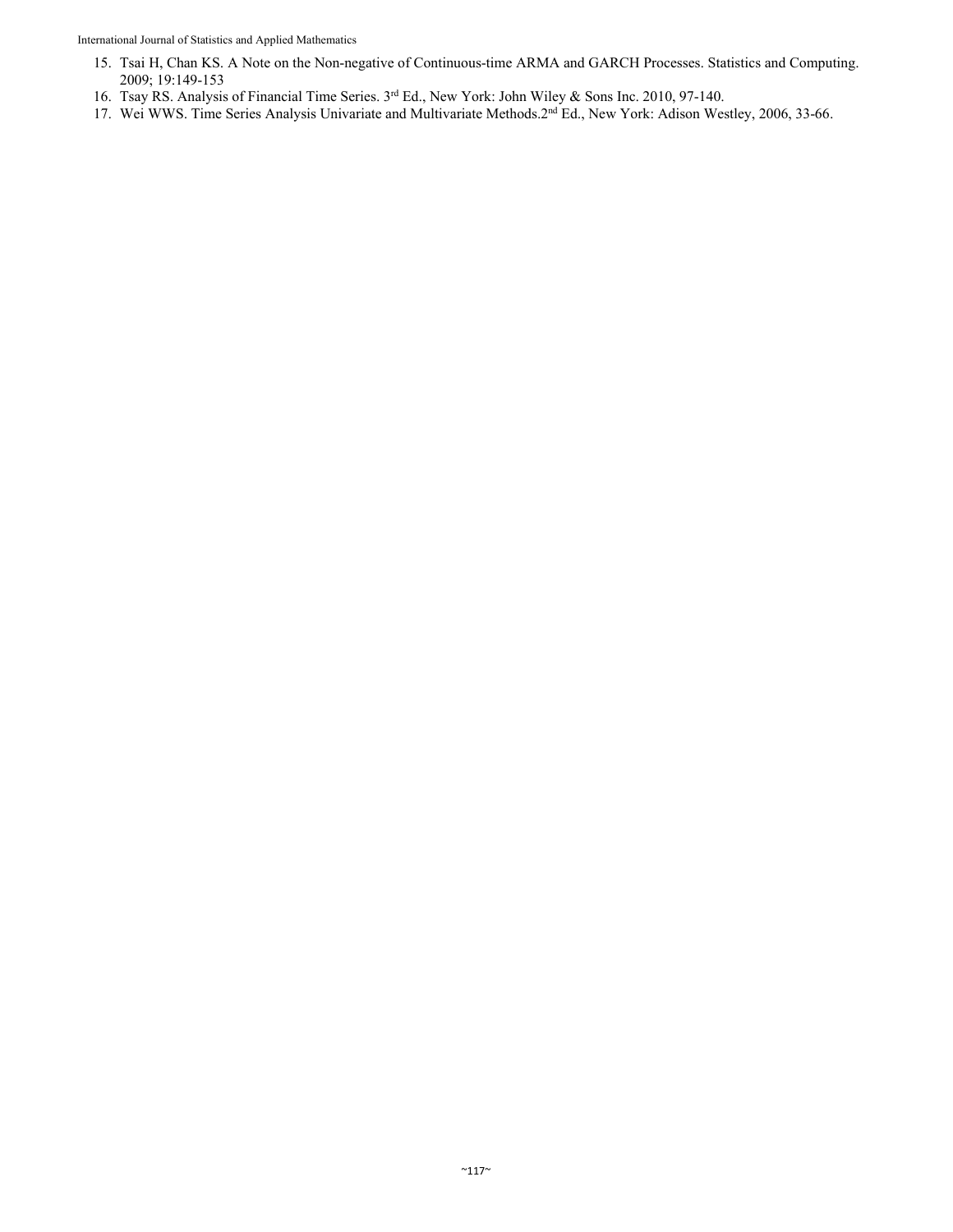15. Tsai H, Chan KS. A Note on the Non-negative of Continuous-time ARMA and GARCH Processes. Statistics and Computing. 2009; 19:149-153
16. Tsay RS. Analysis of Financial Time Series. 3rd Ed., New York: John Wiley & Sons Inc. 2010, 97-140.
17. Wei WWS. Time Series Analysis Univariate and Multivariate Methods.2nd Ed., New York: Adison Westley, 2006, 33-66.